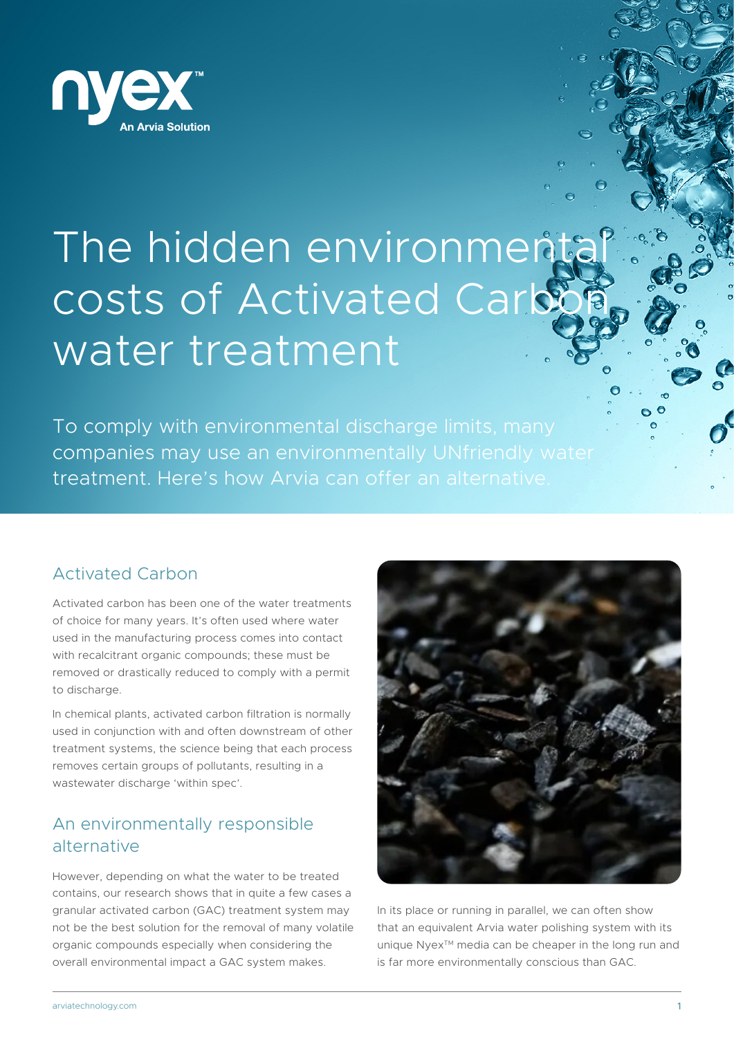nyex™

An Arvia Solution

# The hidden environmental costs of Activated Carbon water treatment

To comply with environmental discharge limits, many companies may use an environmentally UNfriendly water treatment. Here's how Arvia can offer an alternative.

## Activated Carbon

Activated carbon has been one of the water treatments of choice for many years. It's often used where water used in the manufacturing process comes into contact with recalcitrant organic compounds; these must be removed or drastically reduced to comply with a permit to discharge.

In chemical plants, activated carbon filtration is normally used in conjunction with and often downstream of other treatment systems, the science being that each process removes certain groups of pollutants, resulting in a wastewater discharge 'within spec'.

## An environmentally responsible alternative

However, depending on what the water to be treated contains, our research shows that in quite a few cases a granular activated carbon (GAC) treatment system may not be the best solution for the removal of many volatile organic compounds especially when considering the overall environmental impact a GAC system makes.

In its place or running in parallel, we can often show that an equivalent Arvia water polishing system with its unique Nyex™ media can be cheaper in the long run and is far more environmentally conscious than GAC.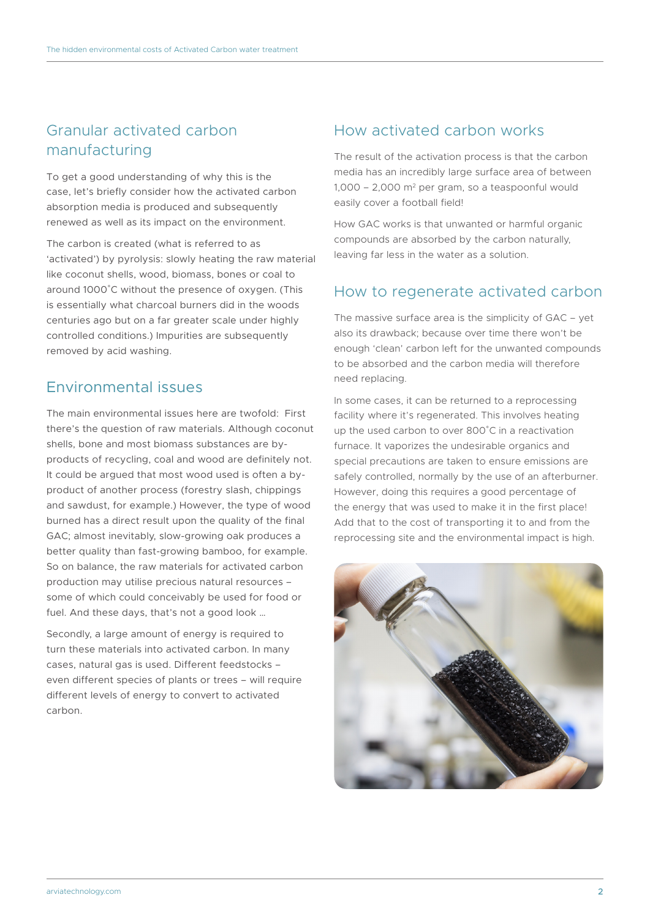## Granular activated carbon manufacturing

To get a good understanding of why this is the case, let's briefly consider how the activated carbon absorption media is produced and subsequently renewed as well as its impact on the environment.

The carbon is created (what is referred to as 'activated') by pyrolysis: slowly heating the raw material like coconut shells, wood, biomass, bones or coal to around 1000˚C without the presence of oxygen. (This is essentially what charcoal burners did in the woods centuries ago but on a far greater scale under highly controlled conditions.) Impurities are subsequently removed by acid washing.

## Environmental issues

The main environmental issues here are twofold: First there's the question of raw materials. Although coconut shells, bone and most biomass substances are by-products of recycling, coal and wood are definitely not. It could be argued that most wood used is often a by-product of another process (forestry slash, chippings and sawdust, for example.) However, the type of wood burned has a direct result upon the quality of the final GAC; almost inevitably, slow-growing oak produces a better quality than fast-growing bamboo, for example. So on balance, the raw materials for activated carbon production may utilise precious natural resources – some of which could conceivably be used for food or fuel. And these days, that's not a good look …

Secondly, a large amount of energy is required to turn these materials into activated carbon. In many cases, natural gas is used. Different feedstocks – even different species of plants or trees – will require different levels of energy to convert to activated carbon.

## How activated carbon works

The result of the activation process is that the carbon media has an incredibly large surface area of between 1,000 – 2,000 m$^2$ per gram, so a teaspoonful would easily cover a football field!

How GAC works is that unwanted or harmful organic compounds are absorbed by the carbon naturally, leaving far less in the water as a solution.

## How to regenerate activated carbon

The massive surface area is the simplicity of GAC – yet also its drawback; because over time there won't be enough 'clean' carbon left for the unwanted compounds to be absorbed and the carbon media will therefore need replacing.

In some cases, it can be returned to a reprocessing facility where it's regenerated. This involves heating up the used carbon to over 800˚C in a reactivation furnace. It vaporizes the undesirable organics and special precautions are taken to ensure emissions are safely controlled, normally by the use of an afterburner. However, doing this requires a good percentage of the energy that was used to make it in the first place! Add that to the cost of transporting it to and from the reprocessing site and the environmental impact is high.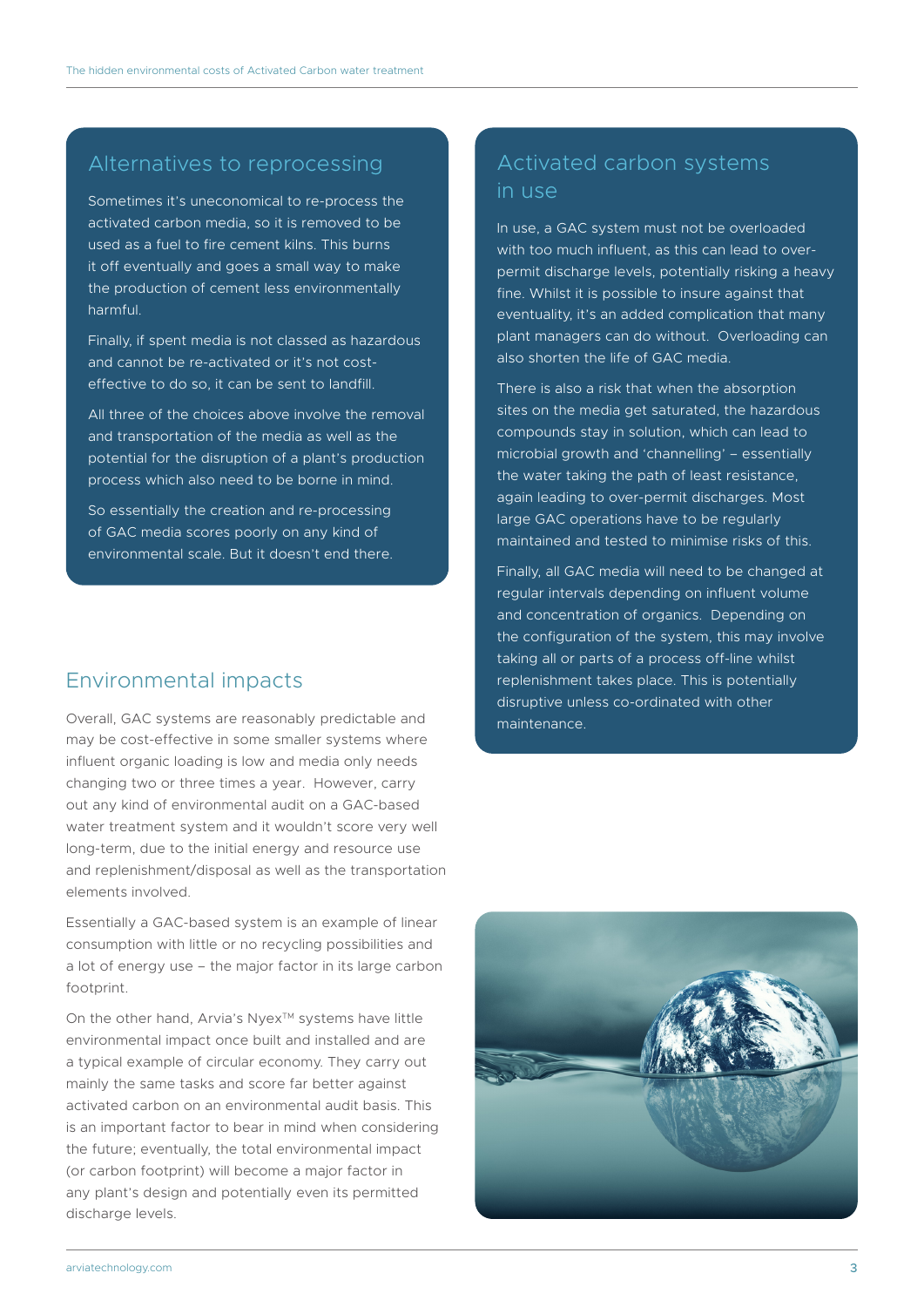## Alternatives to reprocessing

Sometimes it's uneconomical to re-process the activated carbon media, so it is removed to be used as a fuel to fire cement kilns. This burns it off eventually and goes a small way to make the production of cement less environmentally harmful.

Finally, if spent media is not classed as hazardous and cannot be re-activated or it's not cost-effective to do so, it can be sent to landfill.

All three of the choices above involve the removal and transportation of the media as well as the potential for the disruption of a plant's production process which also need to be borne in mind.

So essentially the creation and re-processing of GAC media scores poorly on any kind of environmental scale. But it doesn't end there.

## Environmental impacts

Overall, GAC systems are reasonably predictable and may be cost-effective in some smaller systems where influent organic loading is low and media only needs changing two or three times a year. However, carry out any kind of environmental audit on a GAC-based water treatment system and it wouldn't score very well long-term, due to the initial energy and resource use and replenishment/disposal as well as the transportation elements involved.

Essentially a GAC-based system is an example of linear consumption with little or no recycling possibilities and a lot of energy use – the major factor in its large carbon footprint.

On the other hand, Arvia's Nyex™ systems have little environmental impact once built and installed and are a typical example of circular economy. They carry out mainly the same tasks and score far better against activated carbon on an environmental audit basis. This is an important factor to bear in mind when considering the future; eventually, the total environmental impact (or carbon footprint) will become a major factor in any plant's design and potentially even its permitted discharge levels.

## Activated carbon systems in use

In use, a GAC system must not be overloaded with too much influent, as this can lead to over-permit discharge levels, potentially risking a heavy fine. Whilst it is possible to insure against that eventuality, it's an added complication that many plant managers can do without. Overloading can also shorten the life of GAC media.

There is also a risk that when the absorption sites on the media get saturated, the hazardous compounds stay in solution, which can lead to microbial growth and 'channelling' – essentially the water taking the path of least resistance, again leading to over-permit discharges. Most large GAC operations have to be regularly maintained and tested to minimise risks of this.

Finally, all GAC media will need to be changed at regular intervals depending on influent volume and concentration of organics. Depending on the configuration of the system, this may involve taking all or parts of a process off-line whilst replenishment takes place. This is potentially disruptive unless co-ordinated with other maintenance.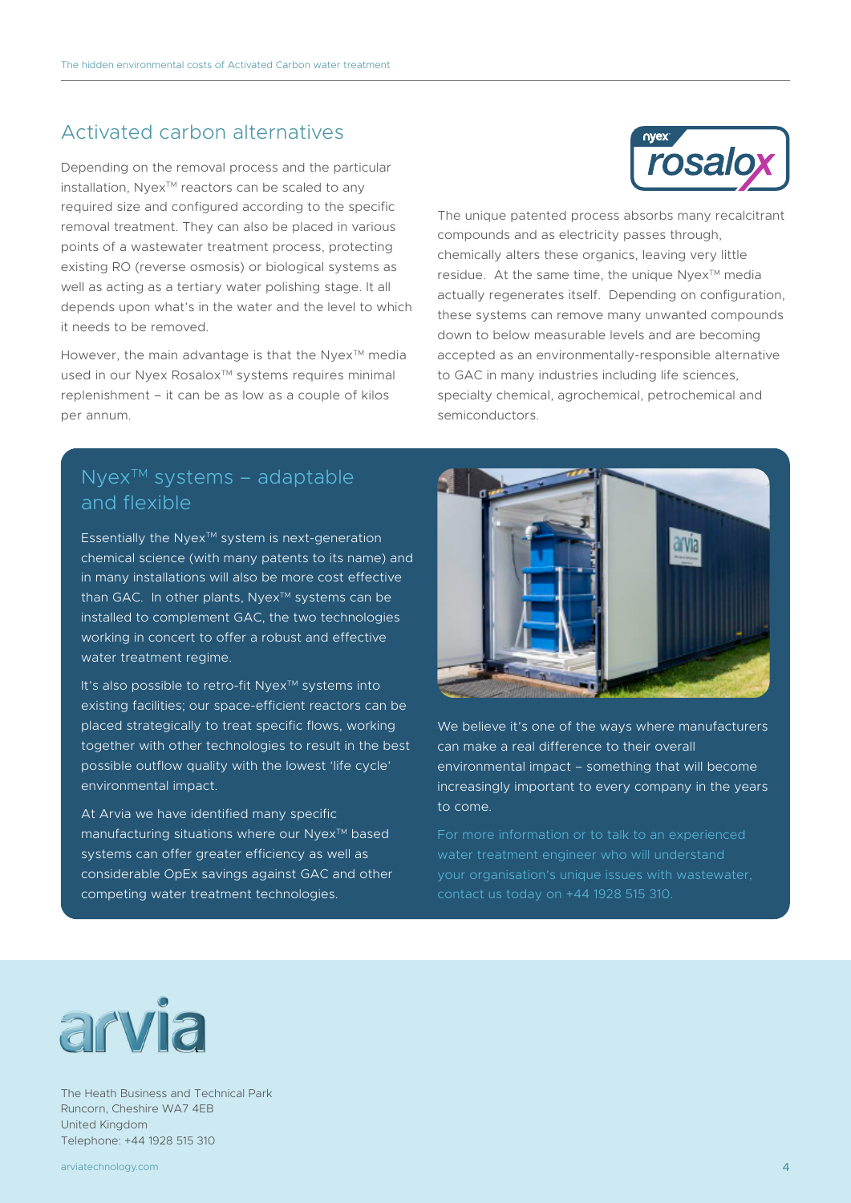## Activated carbon alternatives

Depending on the removal process and the particular installation, Nyex™ reactors can be scaled to any required size and configured according to the specific removal treatment. They can also be placed in various points of a wastewater treatment process, protecting existing RO (reverse osmosis) or biological systems as well as acting as a tertiary water polishing stage. It all depends upon what's in the water and the level to which it needs to be removed.

However, the main advantage is that the Nyex™ media used in our Nyex Rosalox™ systems requires minimal replenishment – it can be as low as a couple of kilos per annum.

The unique patented process absorbs many recalcitrant compounds and as electricity passes through, chemically alters these organics, leaving very little residue. At the same time, the unique Nyex™ media actually regenerates itself. Depending on configuration, these systems can remove many unwanted compounds down to below measurable levels and are becoming accepted as an environmentally-responsible alternative to GAC in many industries including life sciences, specialty chemical, agrochemical, petrochemical and semiconductors.

## Nyex™ systems – adaptable and flexible

Essentially the Nyex™ system is next-generation chemical science (with many patents to its name) and in many installations will also be more cost effective than GAC. In other plants, Nyex™ systems can be installed to complement GAC, the two technologies working in concert to offer a robust and effective water treatment regime.

It's also possible to retro-fit Nyex™ systems into existing facilities; our space-efficient reactors can be placed strategically to treat specific flows, working together with other technologies to result in the best possible outflow quality with the lowest 'life cycle' environmental impact.

At Arvia we have identified many specific manufacturing situations where our Nyex™ based systems can offer greater efficiency as well as considerable OpEx savings against GAC and other competing water treatment technologies.

We believe it's one of the ways where manufacturers can make a real difference to their overall environmental impact – something that will become increasingly important to every company in the years to come.

For more information or to talk to an experienced water treatment engineer who will understand your organisation's unique issues with wastewater, contact us today on +44 1928 515 310.

The Heath Business and Technical Park
Runcorn, Cheshire WA7 4EB
United Kingdom
Telephone: +44 1928 515 310

arviatechnology.com